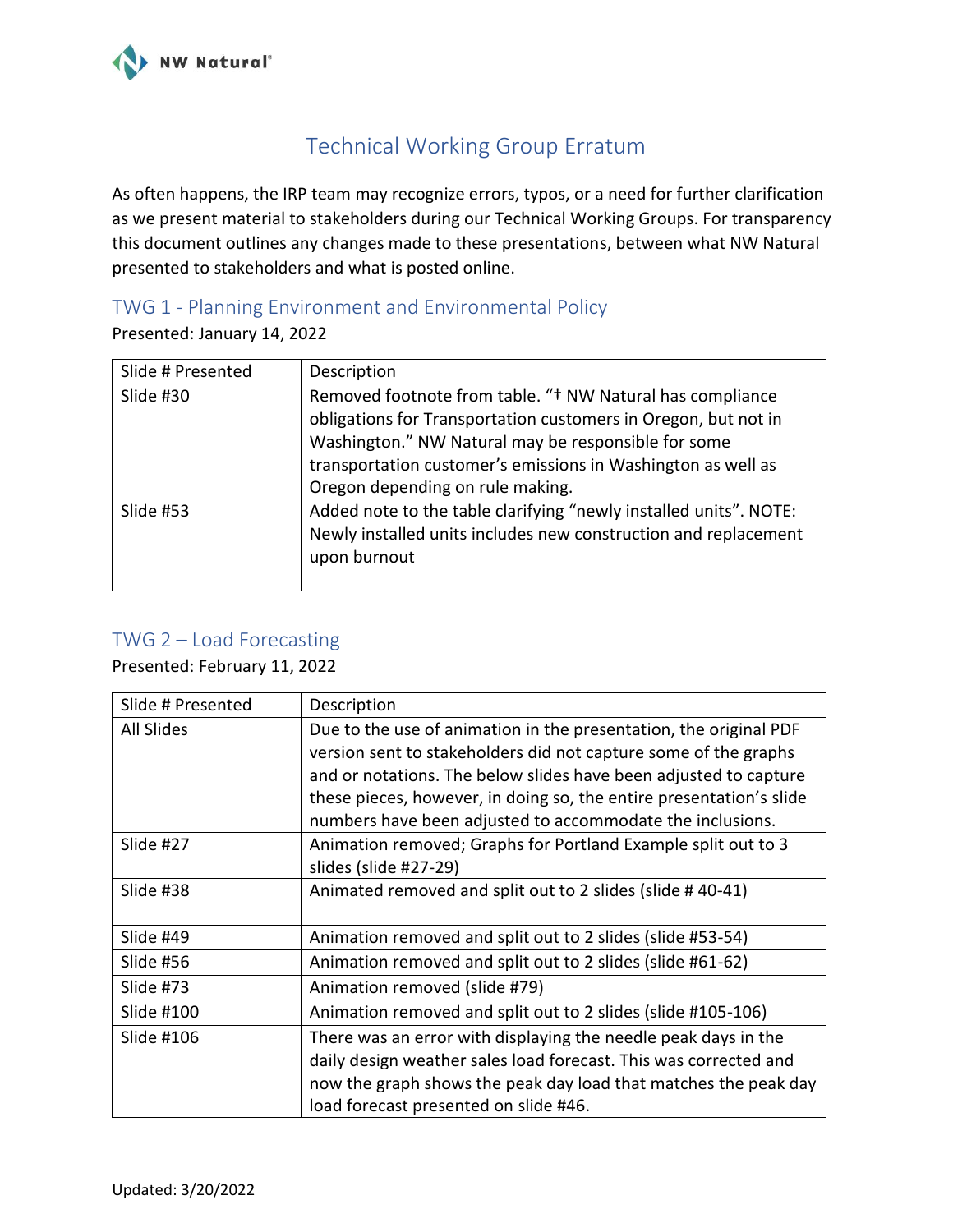# Technical Working Group Erratum

As often happens, the IRP team may recognize errors, typos, or a need for further clarification as we present material to stakeholders during our Technical Working Groups. For transparency this document outlines any changes made to these presentations, between what NW Natural presented to stakeholders and what is posted online.

## TWG 1 - Planning Environment and Environmental Policy

Presented: January 14, 2022

| Slide # Presented | Description |
|---|---|
| Slide #30 | Removed footnote from table. "† NW Natural has compliance obligations for Transportation customers in Oregon, but not in Washington." NW Natural may be responsible for some transportation customer's emissions in Washington as well as Oregon depending on rule making. |
| Slide #53 | Added note to the table clarifying "newly installed units". NOTE: Newly installed units includes new construction and replacement upon burnout |

## TWG 2 – Load Forecasting

Presented: February 11, 2022

| Slide # Presented | Description |
|---|---|
| All Slides | Due to the use of animation in the presentation, the original PDF version sent to stakeholders did not capture some of the graphs and or notations. The below slides have been adjusted to capture these pieces, however, in doing so, the entire presentation's slide numbers have been adjusted to accommodate the inclusions. |
| Slide #27 | Animation removed; Graphs for Portland Example split out to 3 slides (slide #27-29) |
| Slide #38 | Animated removed and split out to 2 slides (slide # 40-41) |
| Slide #49 | Animation removed and split out to 2 slides (slide #53-54) |
| Slide #56 | Animation removed and split out to 2 slides (slide #61-62) |
| Slide #73 | Animation removed (slide #79) |
| Slide #100 | Animation removed and split out to 2 slides (slide #105-106) |
| Slide #106 | There was an error with displaying the needle peak days in the daily design weather sales load forecast. This was corrected and now the graph shows the peak day load that matches the peak day load forecast presented on slide #46. |

Updated: 3/20/2022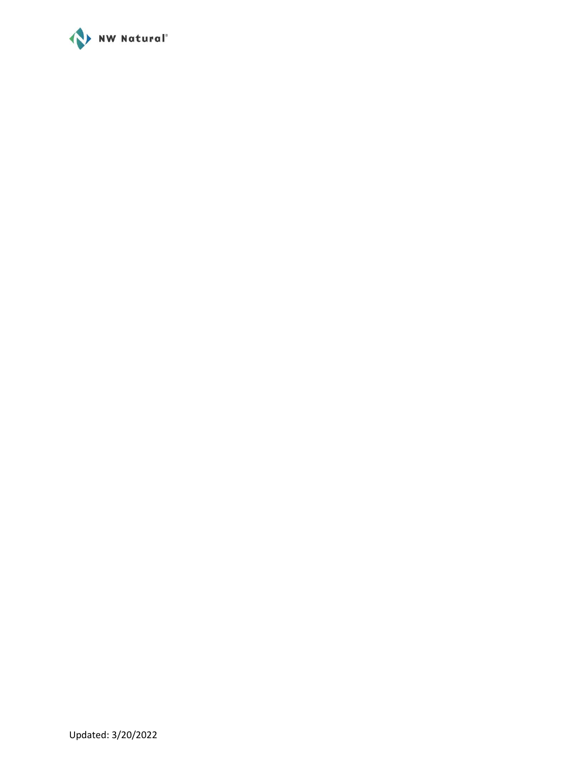Updated: 3/20/2022